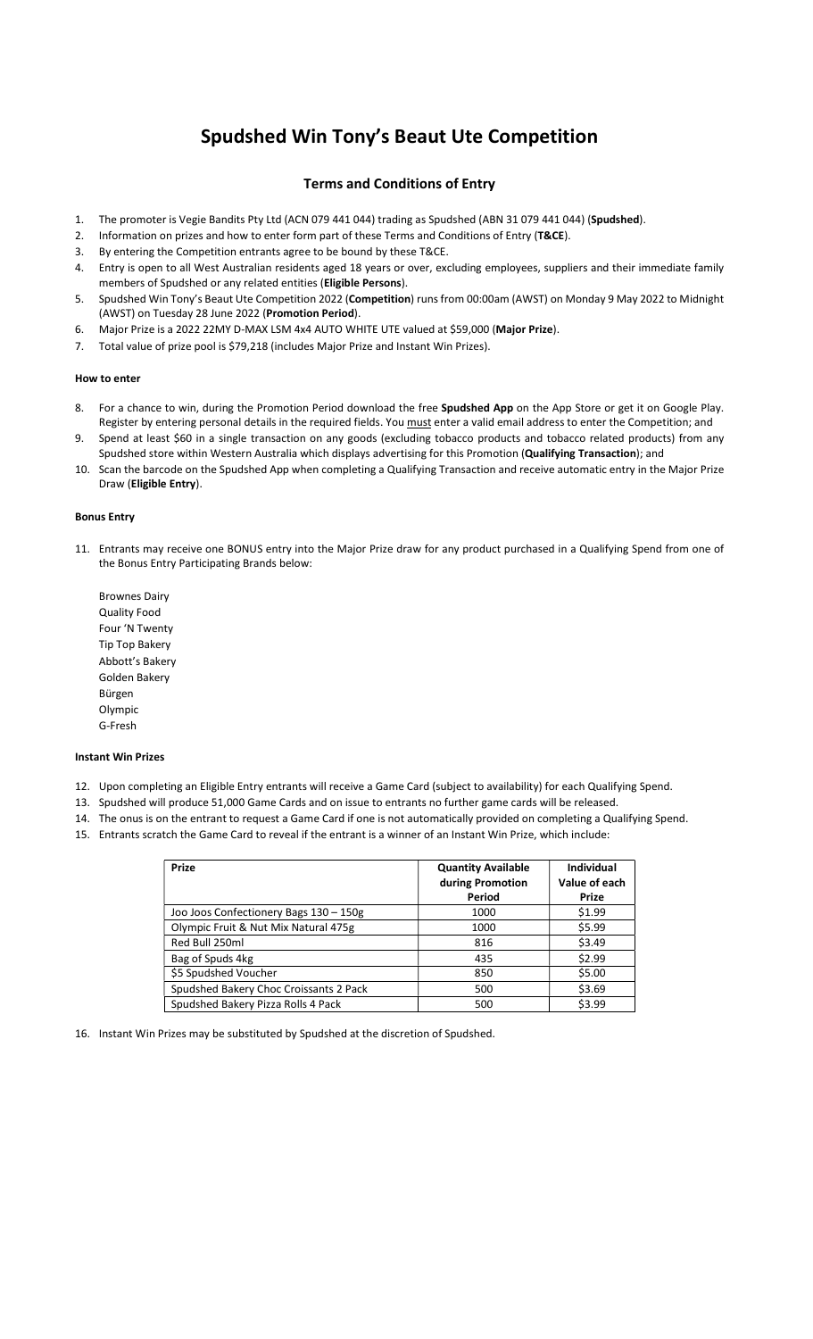# Spudshed Win Tony's Beaut Ute Competition

## Terms and Conditions of Entry

1. The promoter is Vegie Bandits Pty Ltd (ACN 079 441 044) trading as Spudshed (ABN 31 079 441 044) (**Spudshed**).
2. Information on prizes and how to enter form part of these Terms and Conditions of Entry (**T&CE**).
3. By entering the Competition entrants agree to be bound by these T&CE.
4. Entry is open to all West Australian residents aged 18 years or over, excluding employees, suppliers and their immediate family members of Spudshed or any related entities (**Eligible Persons**).
5. Spudshed Win Tony's Beaut Ute Competition 2022 (**Competition**) runs from 00:00am (AWST) on Monday 9 May 2022 to Midnight (AWST) on Tuesday 28 June 2022 (**Promotion Period**).
6. Major Prize is a 2022 22MY D-MAX LSM 4x4 AUTO WHITE UTE valued at $59,000 (**Major Prize**).
7. Total value of prize pool is $79,218 (includes Major Prize and Instant Win Prizes).

#### How to enter

8. For a chance to win, during the Promotion Period download the free **Spudshed App** on the App Store or get it on Google Play. Register by entering personal details in the required fields. You must enter a valid email address to enter the Competition; and
9. Spend at least $60 in a single transaction on any goods (excluding tobacco products and tobacco related products) from any Spudshed store within Western Australia which displays advertising for this Promotion (**Qualifying Transaction**); and
10. Scan the barcode on the Spudshed App when completing a Qualifying Transaction and receive automatic entry in the Major Prize Draw (**Eligible Entry**).

#### Bonus Entry

11. Entrants may receive one BONUS entry into the Major Prize draw for any product purchased in a Qualifying Spend from one of the Bonus Entry Participating Brands below:

    Brownes Dairy
    Quality Food
    Four 'N Twenty
    Tip Top Bakery
    Abbott's Bakery
    Golden Bakery
    Bürgen
    Olympic
    G-Fresh

#### Instant Win Prizes

12. Upon completing an Eligible Entry entrants will receive a Game Card (subject to availability) for each Qualifying Spend.
13. Spudshed will produce 51,000 Game Cards and on issue to entrants no further game cards will be released.
14. The onus is on the entrant to request a Game Card if one is not automatically provided on completing a Qualifying Spend.
15. Entrants scratch the Game Card to reveal if the entrant is a winner of an Instant Win Prize, which include:

| Prize | Quantity Available during Promotion Period | Individual Value of each Prize |
|---|---|---|
| Joo Joos Confectionery Bags 130 – 150g | 1000 | $1.99 |
| Olympic Fruit & Nut Mix Natural 475g | 1000 | $5.99 |
| Red Bull 250ml | 816 | $3.49 |
| Bag of Spuds 4kg | 435 | $2.99 |
| $5 Spudshed Voucher | 850 | $5.00 |
| Spudshed Bakery Choc Croissants 2 Pack | 500 | $3.69 |
| Spudshed Bakery Pizza Rolls 4 Pack | 500 | $3.99 |

16. Instant Win Prizes may be substituted by Spudshed at the discretion of Spudshed.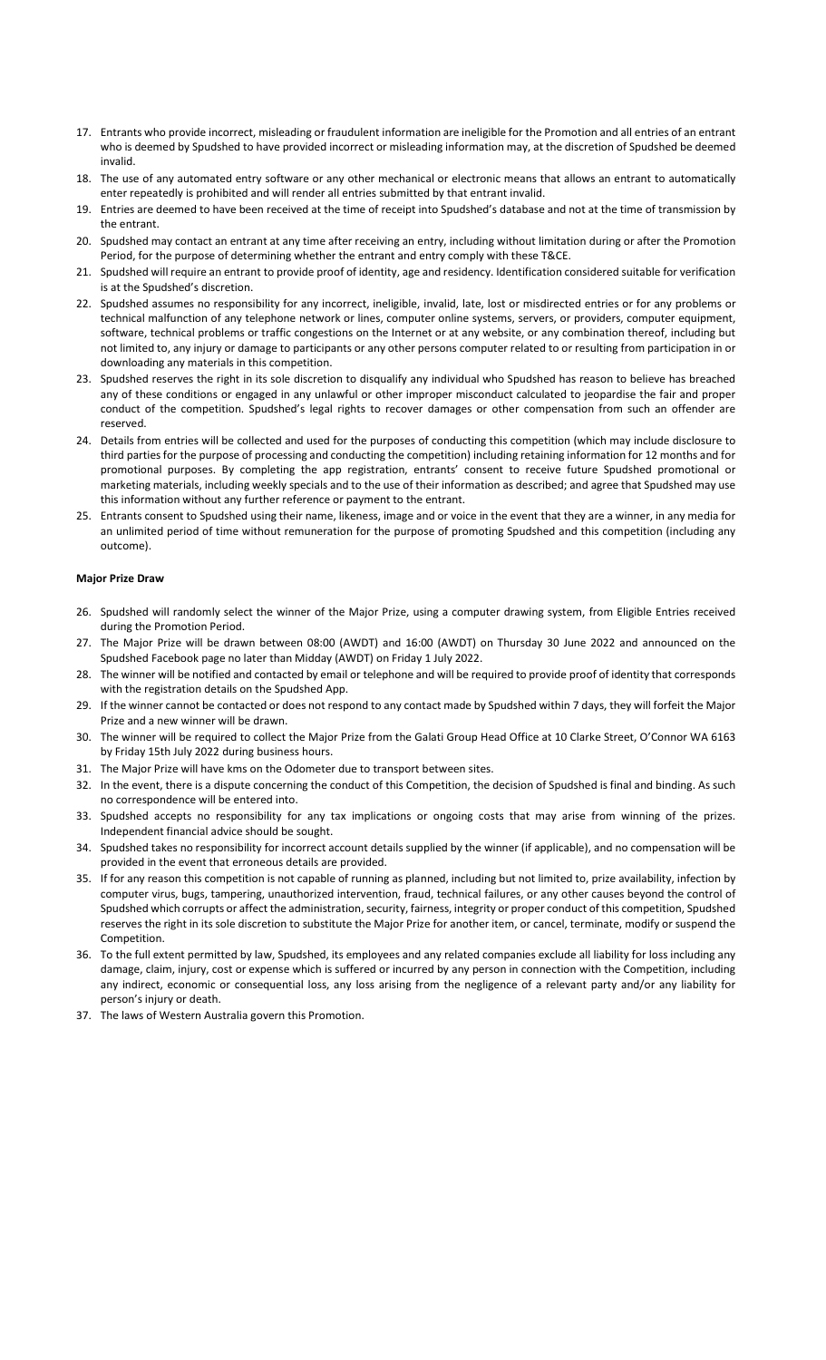17. Entrants who provide incorrect, misleading or fraudulent information are ineligible for the Promotion and all entries of an entrant who is deemed by Spudshed to have provided incorrect or misleading information may, at the discretion of Spudshed be deemed invalid.
18. The use of any automated entry software or any other mechanical or electronic means that allows an entrant to automatically enter repeatedly is prohibited and will render all entries submitted by that entrant invalid.
19. Entries are deemed to have been received at the time of receipt into Spudshed's database and not at the time of transmission by the entrant.
20. Spudshed may contact an entrant at any time after receiving an entry, including without limitation during or after the Promotion Period, for the purpose of determining whether the entrant and entry comply with these T&CE.
21. Spudshed will require an entrant to provide proof of identity, age and residency. Identification considered suitable for verification is at the Spudshed's discretion.
22. Spudshed assumes no responsibility for any incorrect, ineligible, invalid, late, lost or misdirected entries or for any problems or technical malfunction of any telephone network or lines, computer online systems, servers, or providers, computer equipment, software, technical problems or traffic congestions on the Internet or at any website, or any combination thereof, including but not limited to, any injury or damage to participants or any other persons computer related to or resulting from participation in or downloading any materials in this competition.
23. Spudshed reserves the right in its sole discretion to disqualify any individual who Spudshed has reason to believe has breached any of these conditions or engaged in any unlawful or other improper misconduct calculated to jeopardise the fair and proper conduct of the competition. Spudshed's legal rights to recover damages or other compensation from such an offender are reserved.
24. Details from entries will be collected and used for the purposes of conducting this competition (which may include disclosure to third parties for the purpose of processing and conducting the competition) including retaining information for 12 months and for promotional purposes. By completing the app registration, entrants' consent to receive future Spudshed promotional or marketing materials, including weekly specials and to the use of their information as described; and agree that Spudshed may use this information without any further reference or payment to the entrant.
25. Entrants consent to Spudshed using their name, likeness, image and or voice in the event that they are a winner, in any media for an unlimited period of time without remuneration for the purpose of promoting Spudshed and this competition (including any outcome).

**Major Prize Draw**

26. Spudshed will randomly select the winner of the Major Prize, using a computer drawing system, from Eligible Entries received during the Promotion Period.
27. The Major Prize will be drawn between 08:00 (AWDT) and 16:00 (AWDT) on Thursday 30 June 2022 and announced on the Spudshed Facebook page no later than Midday (AWDT) on Friday 1 July 2022.
28. The winner will be notified and contacted by email or telephone and will be required to provide proof of identity that corresponds with the registration details on the Spudshed App.
29. If the winner cannot be contacted or does not respond to any contact made by Spudshed within 7 days, they will forfeit the Major Prize and a new winner will be drawn.
30. The winner will be required to collect the Major Prize from the Galati Group Head Office at 10 Clarke Street, O'Connor WA 6163 by Friday 15th July 2022 during business hours.
31. The Major Prize will have kms on the Odometer due to transport between sites.
32. In the event, there is a dispute concerning the conduct of this Competition, the decision of Spudshed is final and binding. As such no correspondence will be entered into.
33. Spudshed accepts no responsibility for any tax implications or ongoing costs that may arise from winning of the prizes. Independent financial advice should be sought.
34. Spudshed takes no responsibility for incorrect account details supplied by the winner (if applicable), and no compensation will be provided in the event that erroneous details are provided.
35. If for any reason this competition is not capable of running as planned, including but not limited to, prize availability, infection by computer virus, bugs, tampering, unauthorized intervention, fraud, technical failures, or any other causes beyond the control of Spudshed which corrupts or affect the administration, security, fairness, integrity or proper conduct of this competition, Spudshed reserves the right in its sole discretion to substitute the Major Prize for another item, or cancel, terminate, modify or suspend the Competition.
36. To the full extent permitted by law, Spudshed, its employees and any related companies exclude all liability for loss including any damage, claim, injury, cost or expense which is suffered or incurred by any person in connection with the Competition, including any indirect, economic or consequential loss, any loss arising from the negligence of a relevant party and/or any liability for person's injury or death.
37. The laws of Western Australia govern this Promotion.